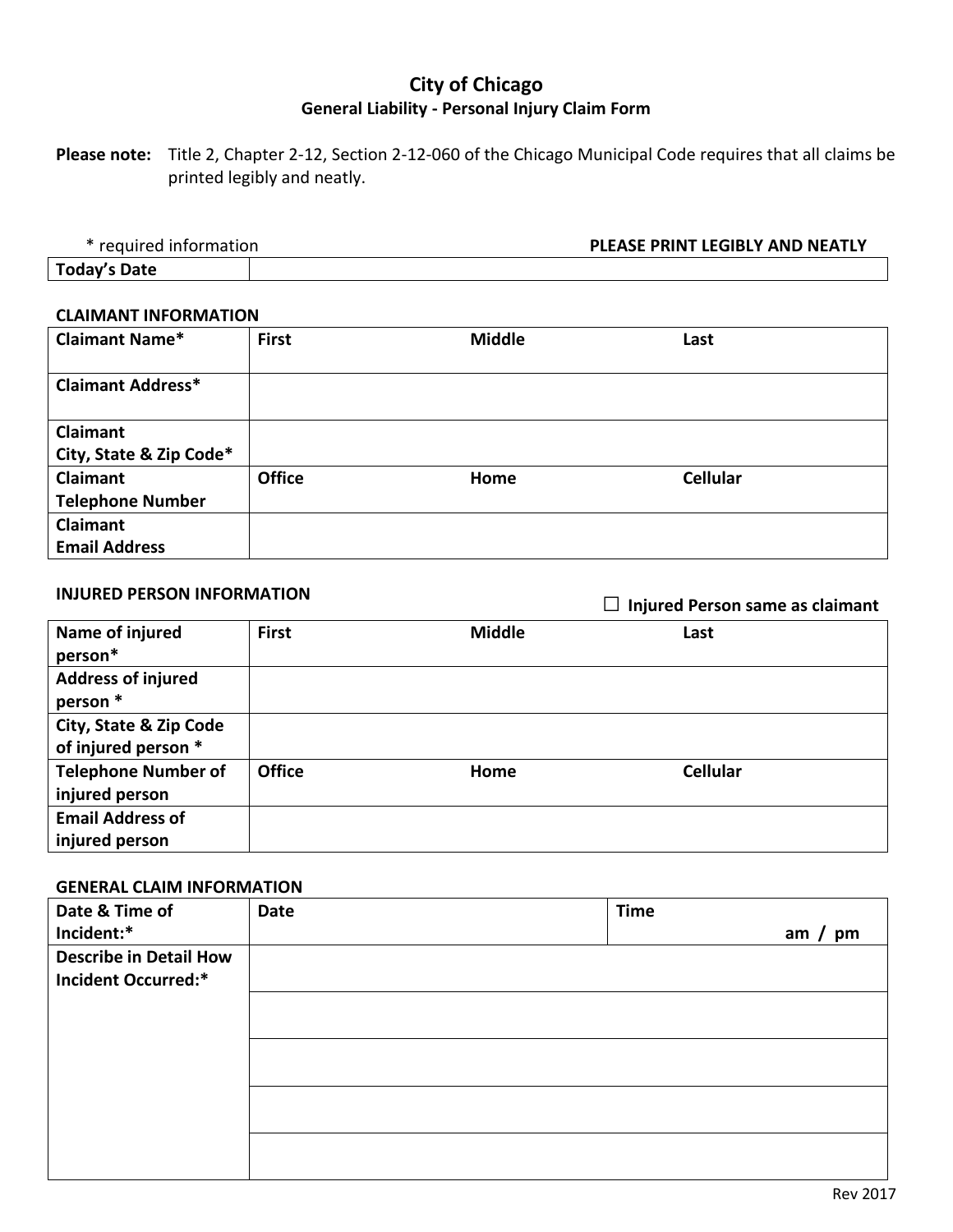# City of Chicago

## General Liability - Personal Injury Claim Form

**Please note:** Title 2, Chapter 2-12, Section 2-12-060 of the Chicago Municipal Code requires that all claims be printed legibly and neatly.

\* required information **PLEASE PRINT LEGIBLY AND NEATLY**

| **Today's Date** | |
|---|---|

**CLAIMANT INFORMATION**

| | | | |
|---|---|---|---|
| **Claimant Name*** | **First** | **Middle** | **Last** |
| **Claimant Address*** | | | |
| **Claimant City, State & Zip Code*** | | | |
| **Claimant Telephone Number** | **Office** | **Home** | **Cellular** |
| **Claimant Email Address** | | | |

**INJURED PERSON INFORMATION**

☐ **Injured Person same as claimant**

| | | | |
|---|---|---|---|
| **Name of injured person*** | **First** | **Middle** | **Last** |
| **Address of injured person *** | | | |
| **City, State & Zip Code of injured person *** | | | |
| **Telephone Number of injured person** | **Office** | **Home** | **Cellular** |
| **Email Address of injured person** | | | |

**GENERAL CLAIM INFORMATION**

| | | |
|---|---|---|
| **Date & Time of Incident:*** | **Date** | **Time** **am / pm** |
| **Describe in Detail How Incident Occurred:*** | | |
| | | |
| | | |
| | | |
| | | |

Rev 2017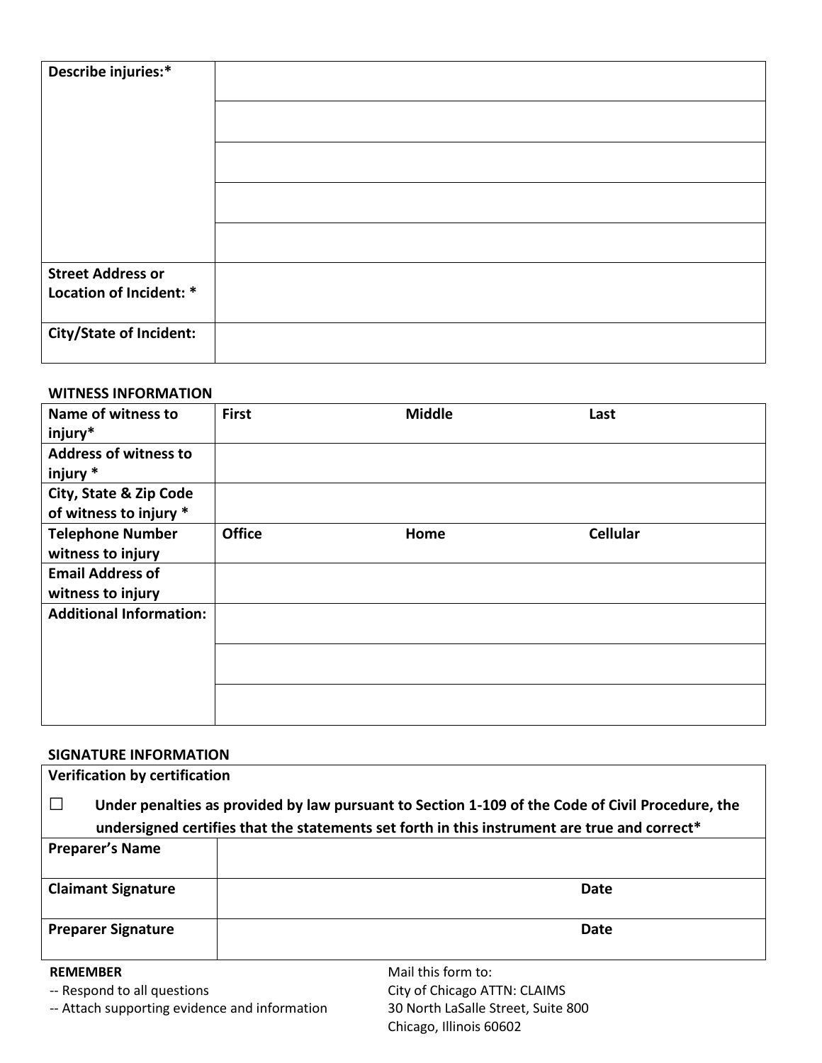| | |
|---|---|
| **Describe injuries:*** | |
| | |
| | |
| | |
| | |
| **Street Address or Location of Incident: *** | |
| **City/State of Incident:** | |

**WITNESS INFORMATION**

| | | | |
|---|---|---|---|
| **Name of witness to injury*** | **First** | **Middle** | **Last** |
| **Address of witness to injury *** | | | |
| **City, State & Zip Code of witness to injury *** | | | |
| **Telephone Number witness to injury** | **Office** | **Home** | **Cellular** |
| **Email Address of witness to injury** | | | |
| **Additional Information:** | | | |
| | | | |
| | | | |

**SIGNATURE INFORMATION**

**Verification by certification**

☐ **Under penalties as provided by law pursuant to Section 1-109 of the Code of Civil Procedure, the undersigned certifies that the statements set forth in this instrument are true and correct***

| | | |
|---|---|---|
| **Preparer's Name** | | |
| **Claimant Signature** | | **Date** |
| **Preparer Signature** | | **Date** |

**REMEMBER**

-- Respond to all questions

-- Attach supporting evidence and information

Mail this form to:
City of Chicago ATTN: CLAIMS
30 North LaSalle Street, Suite 800
Chicago, Illinois 60602